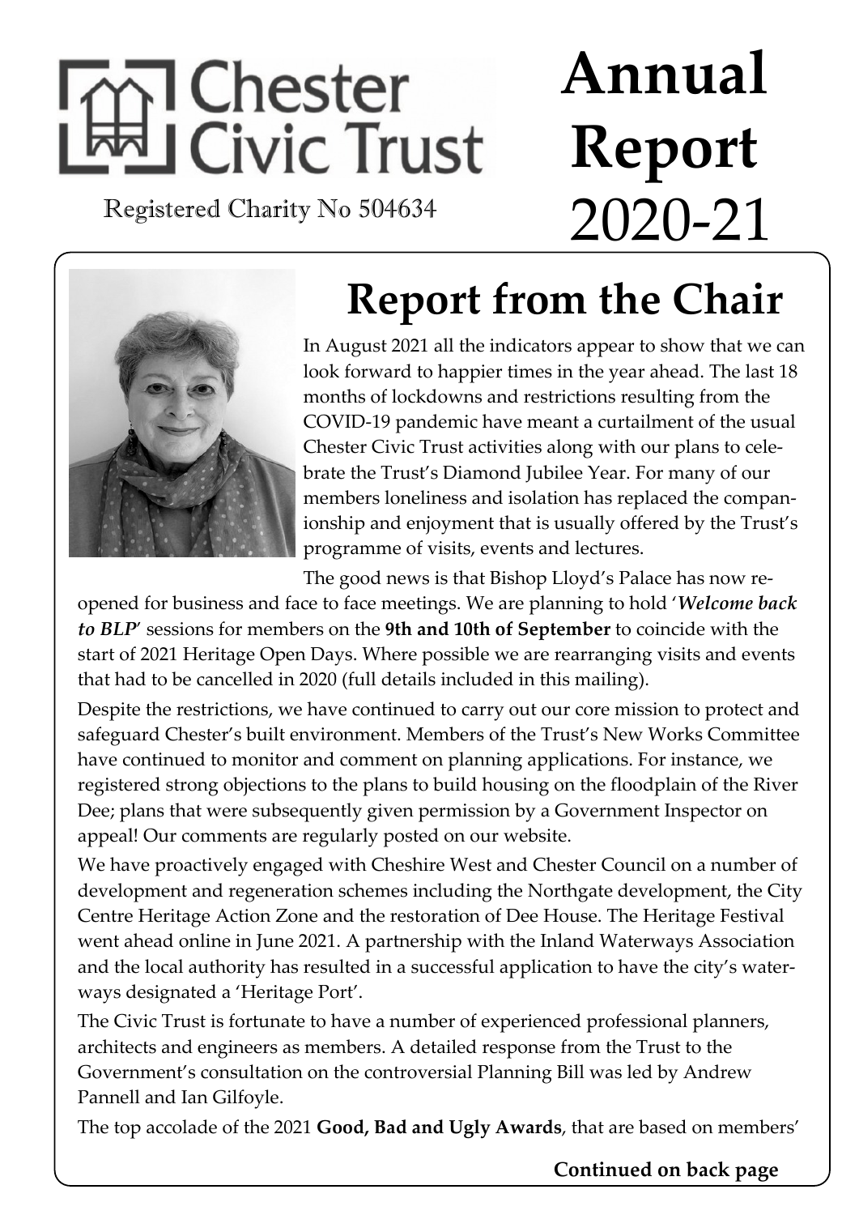# Chester Civic Trust

Registered Charity No 504634

# Annual Report 2020-21

## Report from the Chair

In August 2021 all the indicators appear to show that we can look forward to happier times in the year ahead. The last 18 months of lockdowns and restrictions resulting from the COVID-19 pandemic have meant a curtailment of the usual Chester Civic Trust activities along with our plans to celebrate the Trust's Diamond Jubilee Year. For many of our members loneliness and isolation has replaced the companionship and enjoyment that is usually offered by the Trust's programme of visits, events and lectures.

The good news is that Bishop Lloyd's Palace has now re-opened for business and face to face meetings. We are planning to hold '***Welcome back to BLP***' sessions for members on the **9th and 10th of September** to coincide with the start of 2021 Heritage Open Days. Where possible we are rearranging visits and events that had to be cancelled in 2020 (full details included in this mailing).

Despite the restrictions, we have continued to carry out our core mission to protect and safeguard Chester's built environment. Members of the Trust's New Works Committee have continued to monitor and comment on planning applications. For instance, we registered strong objections to the plans to build housing on the floodplain of the River Dee; plans that were subsequently given permission by a Government Inspector on appeal! Our comments are regularly posted on our website.

We have proactively engaged with Cheshire West and Chester Council on a number of development and regeneration schemes including the Northgate development, the City Centre Heritage Action Zone and the restoration of Dee House. The Heritage Festival went ahead online in June 2021. A partnership with the Inland Waterways Association and the local authority has resulted in a successful application to have the city's waterways designated a 'Heritage Port'.

The Civic Trust is fortunate to have a number of experienced professional planners, architects and engineers as members. A detailed response from the Trust to the Government's consultation on the controversial Planning Bill was led by Andrew Pannell and Ian Gilfoyle.

The top accolade of the 2021 **Good, Bad and Ugly Awards**, that are based on members'

**Continued on back page**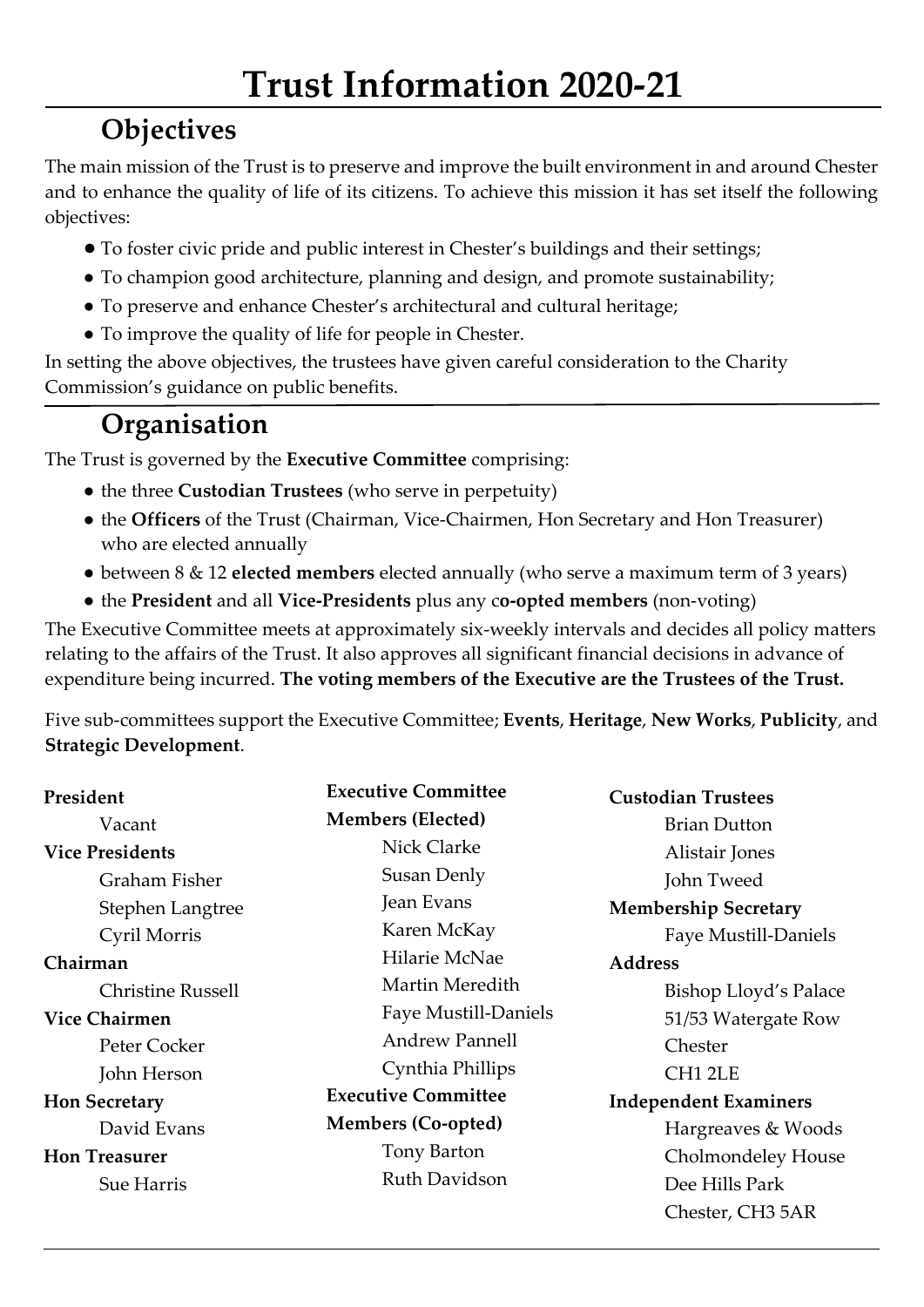# Trust Information 2020-21

## Objectives

The main mission of the Trust is to preserve and improve the built environment in and around Chester and to enhance the quality of life of its citizens. To achieve this mission it has set itself the following objectives:

- To foster civic pride and public interest in Chester's buildings and their settings;
- To champion good architecture, planning and design, and promote sustainability;
- To preserve and enhance Chester's architectural and cultural heritage;
- To improve the quality of life for people in Chester.

In setting the above objectives, the trustees have given careful consideration to the Charity Commission's guidance on public benefits.

## Organisation

The Trust is governed by the **Executive Committee** comprising:

- the three **Custodian Trustees** (who serve in perpetuity)
- the **Officers** of the Trust (Chairman, Vice-Chairmen, Hon Secretary and Hon Treasurer) who are elected annually
- between 8 & 12 **elected members** elected annually (who serve a maximum term of 3 years)
- the **President** and all **Vice-Presidents** plus any c**o-opted members** (non-voting)

The Executive Committee meets at approximately six-weekly intervals and decides all policy matters relating to the affairs of the Trust. It also approves all significant financial decisions in advance of expenditure being incurred. **The voting members of the Executive are the Trustees of the Trust.**

Five sub-committees support the Executive Committee; **Events**, **Heritage**, **New Works**, **Publicity**, and **Strategic Development**.

**President**
Vacant

**Vice Presidents**
Graham Fisher
Stephen Langtree
Cyril Morris

**Chairman**
Christine Russell

**Vice Chairmen**
Peter Cocker
John Herson

**Hon Secretary**
David Evans

**Hon Treasurer**
Sue Harris

**Executive Committee Members (Elected)**
Nick Clarke
Susan Denly
Jean Evans
Karen McKay
Hilarie McNae
Martin Meredith
Faye Mustill-Daniels
Andrew Pannell
Cynthia Phillips

**Executive Committee Members (Co-opted)**
Tony Barton
Ruth Davidson

**Custodian Trustees**
Brian Dutton
Alistair Jones
John Tweed

**Membership Secretary**
Faye Mustill-Daniels

**Address**
Bishop Lloyd's Palace
51/53 Watergate Row
Chester
CH1 2LE

**Independent Examiners**
Hargreaves & Woods
Cholmondeley House
Dee Hills Park
Chester, CH3 5AR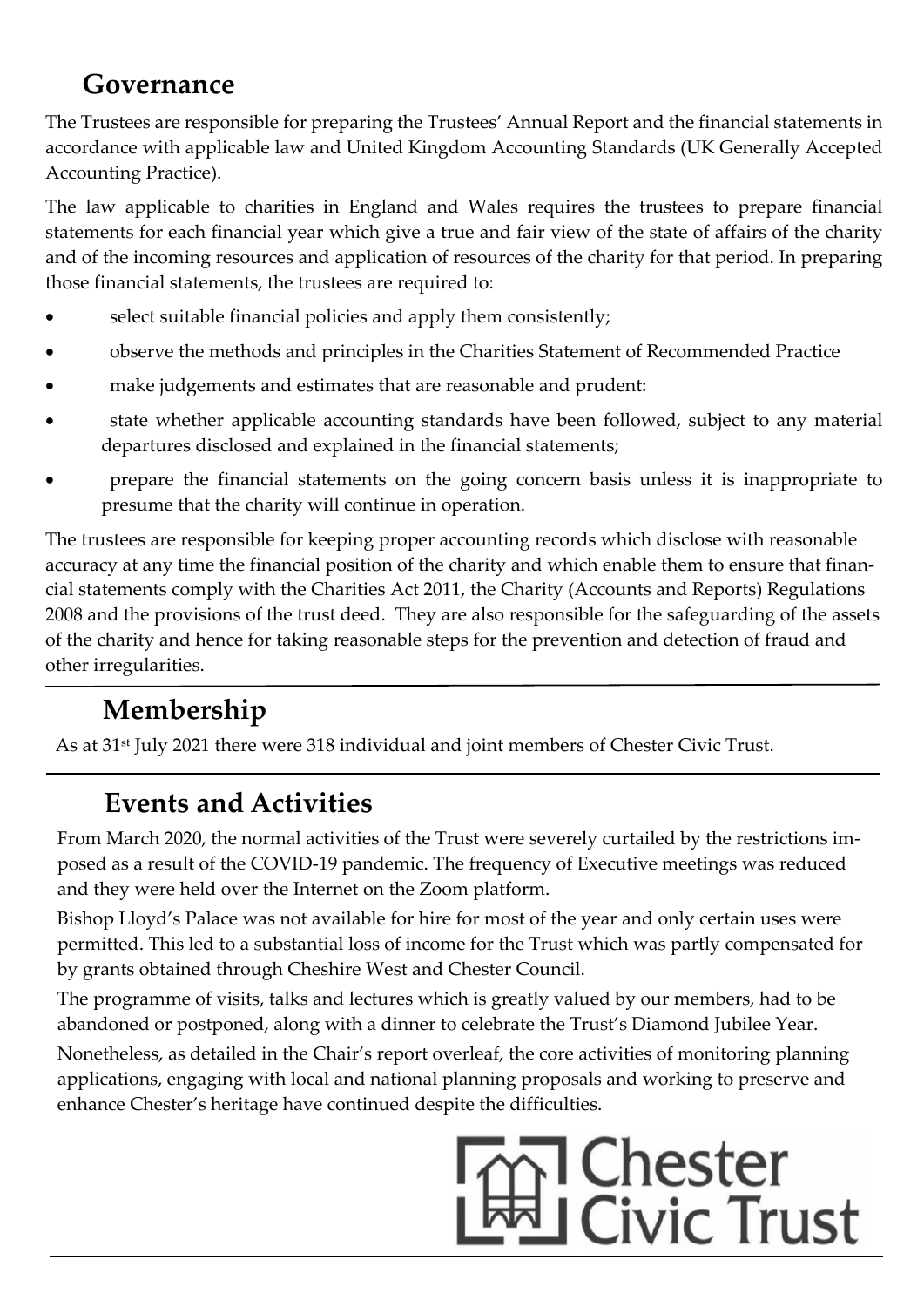## Governance

The Trustees are responsible for preparing the Trustees' Annual Report and the financial statements in accordance with applicable law and United Kingdom Accounting Standards (UK Generally Accepted Accounting Practice).

The law applicable to charities in England and Wales requires the trustees to prepare financial statements for each financial year which give a true and fair view of the state of affairs of the charity and of the incoming resources and application of resources of the charity for that period. In preparing those financial statements, the trustees are required to:

- select suitable financial policies and apply them consistently;
- observe the methods and principles in the Charities Statement of Recommended Practice
- make judgements and estimates that are reasonable and prudent:
- state whether applicable accounting standards have been followed, subject to any material departures disclosed and explained in the financial statements;
- prepare the financial statements on the going concern basis unless it is inappropriate to presume that the charity will continue in operation.

The trustees are responsible for keeping proper accounting records which disclose with reasonable accuracy at any time the financial position of the charity and which enable them to ensure that financial statements comply with the Charities Act 2011, the Charity (Accounts and Reports) Regulations 2008 and the provisions of the trust deed. They are also responsible for the safeguarding of the assets of the charity and hence for taking reasonable steps for the prevention and detection of fraud and other irregularities.

## Membership

As at 31st July 2021 there were 318 individual and joint members of Chester Civic Trust.

## Events and Activities

From March 2020, the normal activities of the Trust were severely curtailed by the restrictions imposed as a result of the COVID-19 pandemic. The frequency of Executive meetings was reduced and they were held over the Internet on the Zoom platform.

Bishop Lloyd's Palace was not available for hire for most of the year and only certain uses were permitted. This led to a substantial loss of income for the Trust which was partly compensated for by grants obtained through Cheshire West and Chester Council.

The programme of visits, talks and lectures which is greatly valued by our members, had to be abandoned or postponed, along with a dinner to celebrate the Trust's Diamond Jubilee Year.

Nonetheless, as detailed in the Chair's report overleaf, the core activities of monitoring planning applications, engaging with local and national planning proposals and working to preserve and enhance Chester's heritage have continued despite the difficulties.

Chester Civic Trust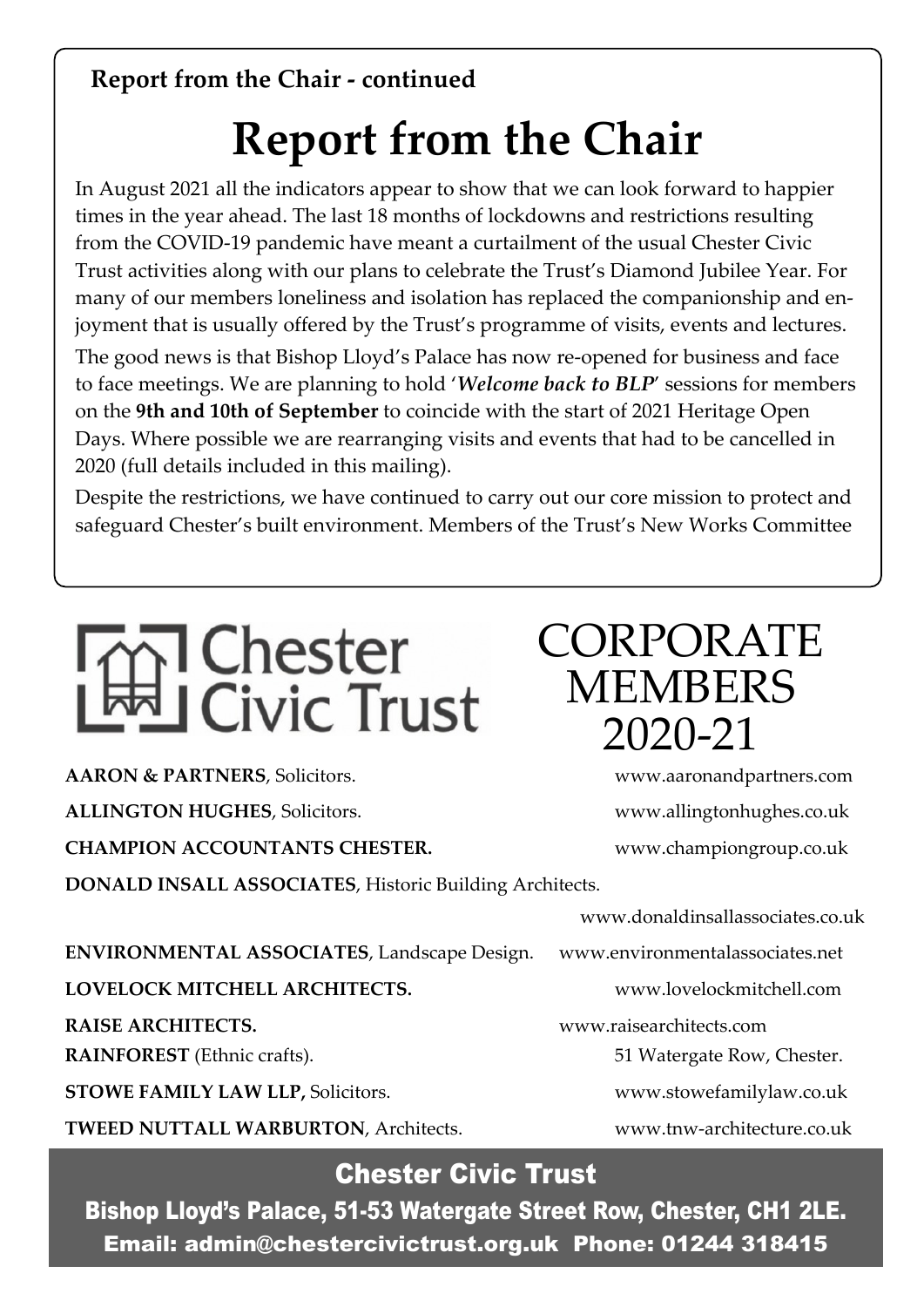**Report from the Chair - continued**

# Report from the Chair

In August 2021 all the indicators appear to show that we can look forward to happier times in the year ahead. The last 18 months of lockdowns and restrictions resulting from the COVID-19 pandemic have meant a curtailment of the usual Chester Civic Trust activities along with our plans to celebrate the Trust's Diamond Jubilee Year. For many of our members loneliness and isolation has replaced the companionship and enjoyment that is usually offered by the Trust's programme of visits, events and lectures.

The good news is that Bishop Lloyd's Palace has now re-opened for business and face to face meetings. We are planning to hold '***Welcome back to BLP***' sessions for members on the **9th and 10th of September** to coincide with the start of 2021 Heritage Open Days. Where possible we are rearranging visits and events that had to be cancelled in 2020 (full details included in this mailing).

Despite the restrictions, we have continued to carry out our core mission to protect and safeguard Chester's built environment. Members of the Trust's New Works Committee

Chester Civic Trust

# CORPORATE MEMBERS 2020-21

| | |
|---|---|
| **AARON & PARTNERS**, Solicitors. | www.aaronandpartners.com |
| **ALLINGTON HUGHES**, Solicitors. | www.allingtonhughes.co.uk |
| **CHAMPION ACCOUNTANTS CHESTER.** | www.championgroup.co.uk |
| **DONALD INSALL ASSOCIATES**, Historic Building Architects. | www.donaldinsallassociates.co.uk |
| **ENVIRONMENTAL ASSOCIATES**, Landscape Design. | www.environmentalassociates.net |
| **LOVELOCK MITCHELL ARCHITECTS.** | www.lovelockmitchell.com |
| **RAISE ARCHITECTS.** | www.raisearchitects.com |
| **RAINFOREST** (Ethnic crafts). | 51 Watergate Row, Chester. |
| **STOWE FAMILY LAW LLP,** Solicitors. | www.stowefamilylaw.co.uk |
| **TWEED NUTTALL WARBURTON**, Architects. | www.tnw-architecture.co.uk |

**Chester Civic Trust**

**Bishop Lloyd's Palace, 51-53 Watergate Street Row, Chester, CH1 2LE.**

**Email: admin@chestercivictrust.org.uk Phone: 01244 318415**